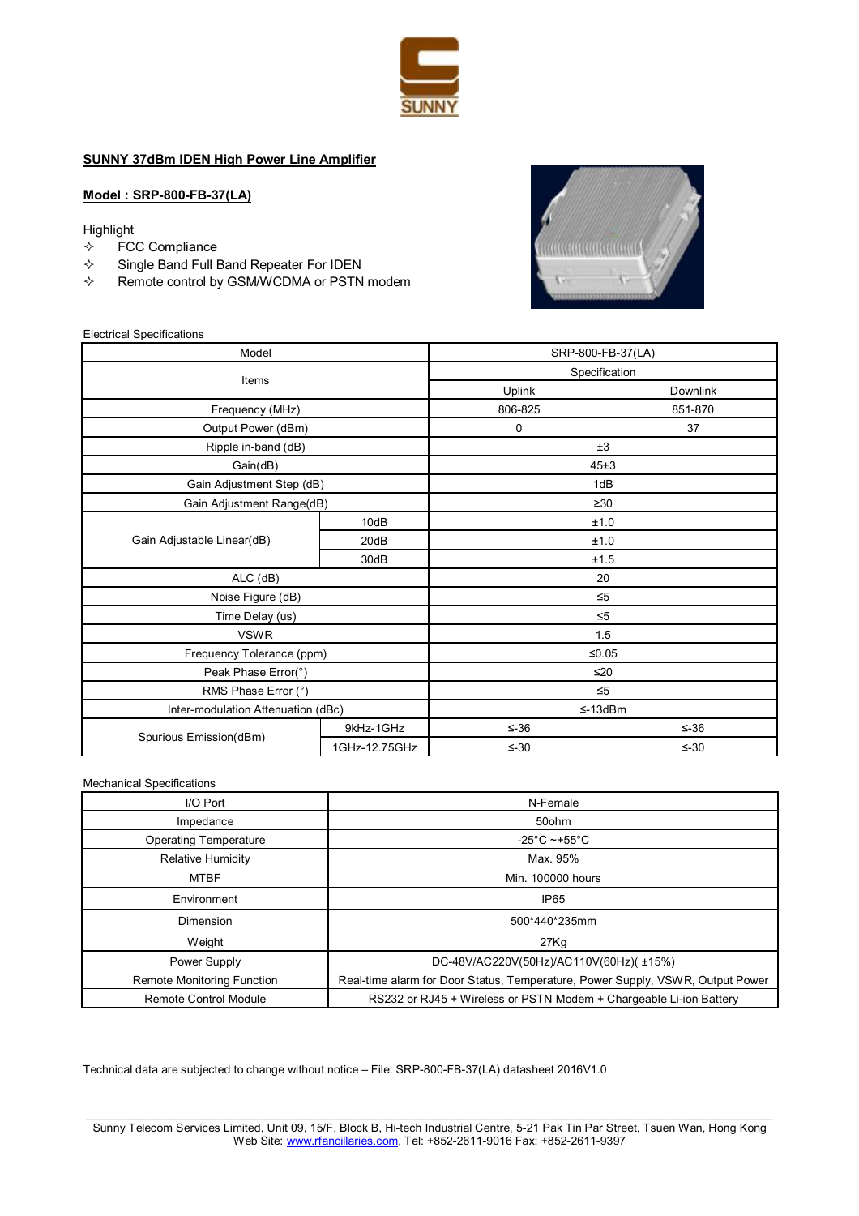**SUNNY 37dBm IDEN High Power Line Amplifier**

**Model : SRP-800-FB-37(LA)**

Highlight

- ✧ FCC Compliance
- ✧ Single Band Full Band Repeater For IDEN
- ✧ Remote control by GSM/WCDMA or PSTN modem

Electrical Specifications

| Model | | SRP-800-FB-37(LA) | |
|---|---|---|---|
| Items | | Specification | |
| | | Uplink | Downlink |
| Frequency (MHz) | | 806-825 | 851-870 |
| Output Power (dBm) | | 0 | 37 |
| Ripple in-band (dB) | | ±3 | |
| Gain(dB) | | 45±3 | |
| Gain Adjustment Step (dB) | | 1dB | |
| Gain Adjustment Range(dB) | | ≥30 | |
| Gain Adjustable Linear(dB) | 10dB | ±1.0 | |
| | 20dB | ±1.0 | |
| | 30dB | ±1.5 | |
| ALC (dB) | | 20 | |
| Noise Figure (dB) | | ≤5 | |
| Time Delay (us) | | ≤5 | |
| VSWR | | 1.5 | |
| Frequency Tolerance (ppm) | | ≤0.05 | |
| Peak Phase Error(°) | | ≤20 | |
| RMS Phase Error (°) | | ≤5 | |
| Inter-modulation Attenuation (dBc) | | ≤-13dBm | |
| Spurious Emission(dBm) | 9kHz-1GHz | ≤-36 | ≤-36 |
| | 1GHz-12.75GHz | ≤-30 | ≤-30 |

Mechanical Specifications

| I/O Port | N-Female |
|---|---|
| Impedance | 50ohm |
| Operating Temperature | -25°C ~+55°C |
| Relative Humidity | Max. 95% |
| MTBF | Min. 100000 hours |
| Environment | IP65 |
| Dimension | 500*440*235mm |
| Weight | 27Kg |
| Power Supply | DC-48V/AC220V(50Hz)/AC110V(60Hz)( ±15%) |
| Remote Monitoring Function | Real-time alarm for Door Status, Temperature, Power Supply, VSWR, Output Power |
| Remote Control Module | RS232 or RJ45 + Wireless or PSTN Modem + Chargeable Li-ion Battery |

Technical data are subjected to change without notice – File: SRP-800-FB-37(LA) datasheet 2016V1.0

Sunny Telecom Services Limited, Unit 09, 15/F, Block B, Hi-tech Industrial Centre, 5-21 Pak Tin Par Street, Tsuen Wan, Hong Kong
Web Site: www.rfancillaries.com, Tel: +852-2611-9016 Fax: +852-2611-9397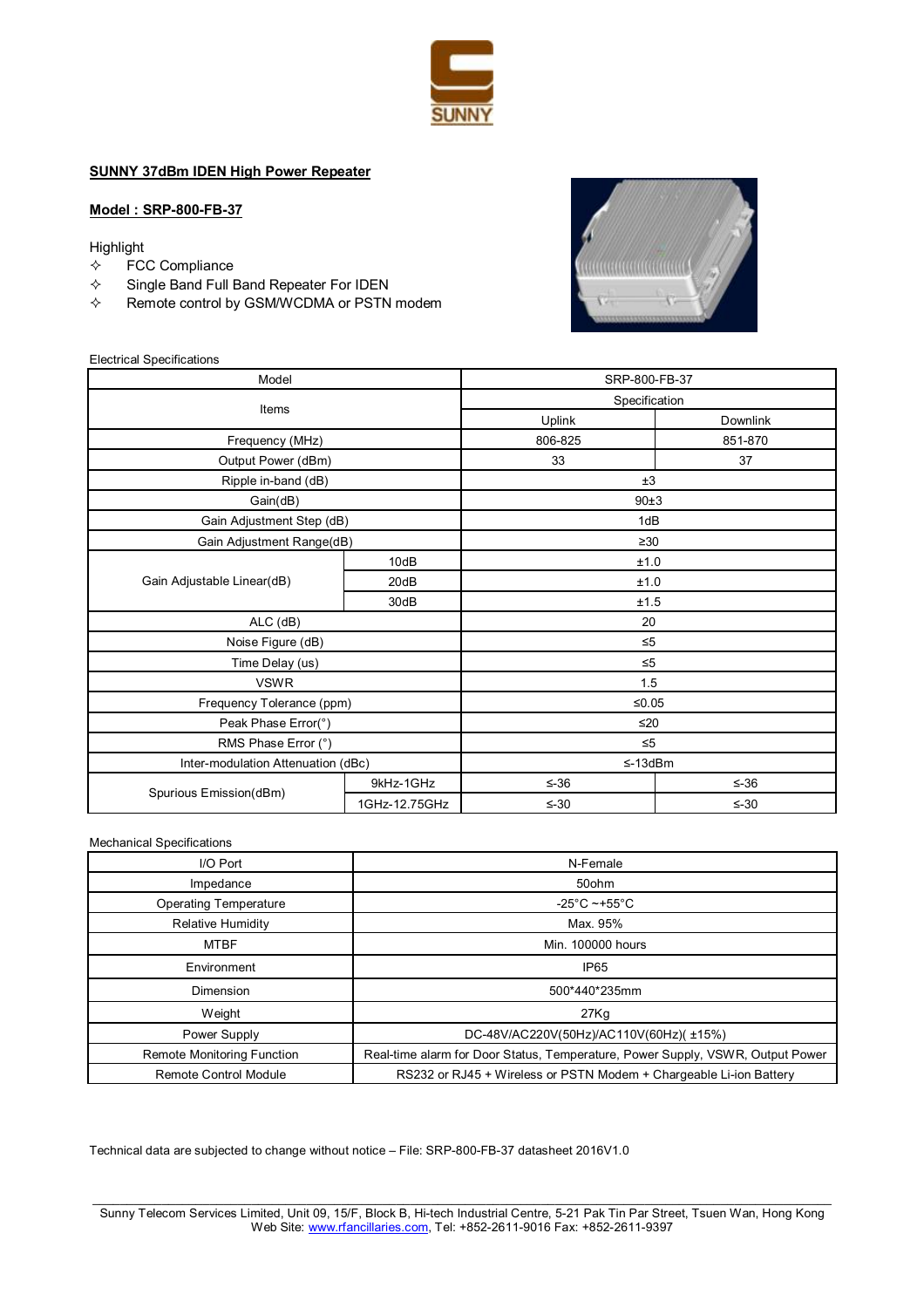**SUNNY 37dBm IDEN High Power Repeater**

**Model : SRP-800-FB-37**

Highlight

- ✧ FCC Compliance
- ✧ Single Band Full Band Repeater For IDEN
- ✧ Remote control by GSM/WCDMA or PSTN modem

Electrical Specifications

| Model | | SRP-800-FB-37 | |
|---|---|---|---|
| Items | | Specification | |
| | | Uplink | Downlink |
| Frequency (MHz) | | 806-825 | 851-870 |
| Output Power (dBm) | | 33 | 37 |
| Ripple in-band (dB) | | ±3 | |
| Gain(dB) | | 90±3 | |
| Gain Adjustment Step (dB) | | 1dB | |
| Gain Adjustment Range(dB) | | ≥30 | |
| Gain Adjustable Linear(dB) | 10dB | ±1.0 | |
| | 20dB | ±1.0 | |
| | 30dB | ±1.5 | |
| ALC (dB) | | 20 | |
| Noise Figure (dB) | | ≤5 | |
| Time Delay (us) | | ≤5 | |
| VSWR | | 1.5 | |
| Frequency Tolerance (ppm) | | ≤0.05 | |
| Peak Phase Error(°) | | ≤20 | |
| RMS Phase Error (°) | | ≤5 | |
| Inter-modulation Attenuation (dBc) | | ≤-13dBm | |
| Spurious Emission(dBm) | 9kHz-1GHz | ≤-36 | ≤-36 |
| | 1GHz-12.75GHz | ≤-30 | ≤-30 |

Mechanical Specifications

| I/O Port | N-Female |
|---|---|
| Impedance | 50ohm |
| Operating Temperature | -25°C ~+55°C |
| Relative Humidity | Max. 95% |
| MTBF | Min. 100000 hours |
| Environment | IP65 |
| Dimension | 500*440*235mm |
| Weight | 27Kg |
| Power Supply | DC-48V/AC220V(50Hz)/AC110V(60Hz)( ±15%) |
| Remote Monitoring Function | Real-time alarm for Door Status, Temperature, Power Supply, VSWR, Output Power |
| Remote Control Module | RS232 or RJ45 + Wireless or PSTN Modem + Chargeable Li-ion Battery |

Technical data are subjected to change without notice – File: SRP-800-FB-37 datasheet 2016V1.0

Sunny Telecom Services Limited, Unit 09, 15/F, Block B, Hi-tech Industrial Centre, 5-21 Pak Tin Par Street, Tsuen Wan, Hong Kong
Web Site: www.rfancillaries.com, Tel: +852-2611-9016 Fax: +852-2611-9397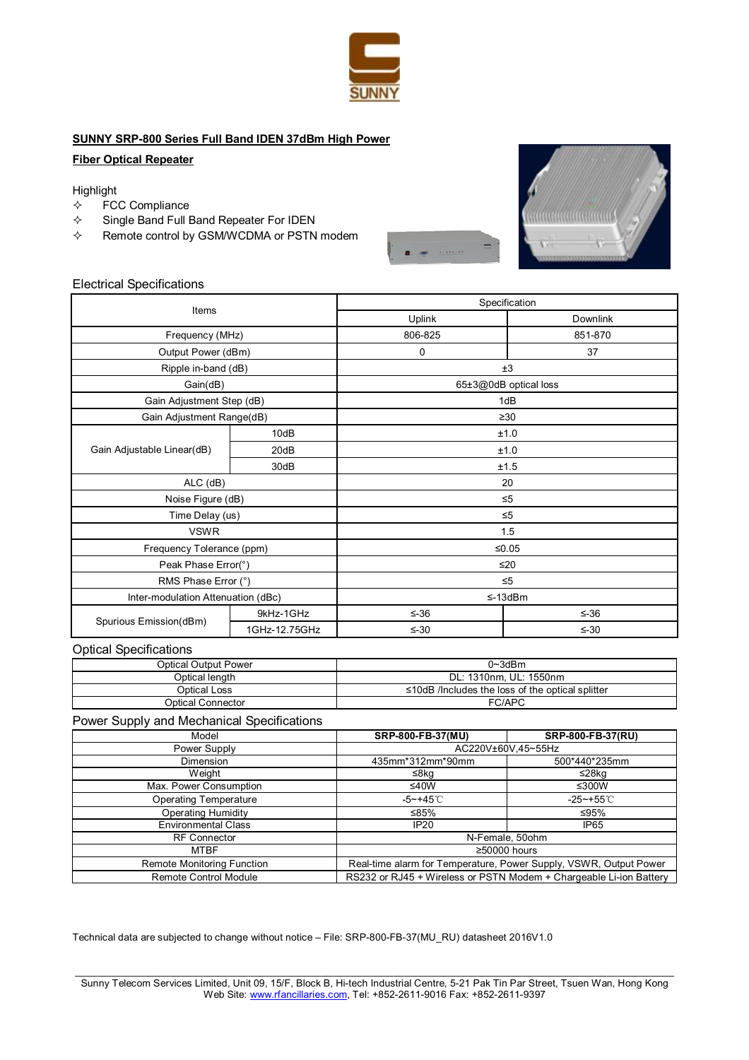SUNNY

**SUNNY SRP-800 Series Full Band IDEN 37dBm High Power**

**Fiber Optical Repeater**

Highlight

- FCC Compliance
- Single Band Full Band Repeater For IDEN
- Remote control by GSM/WCDMA or PSTN modem

## Electrical Specifications

| Items | | Specification | |
|---|---|---|---|
| | | Uplink | Downlink |
| Frequency (MHz) | | 806-825 | 851-870 |
| Output Power (dBm) | | 0 | 37 |
| Ripple in-band (dB) | | ±3 | |
| Gain(dB) | | 65±3@0dB optical loss | |
| Gain Adjustment Step (dB) | | 1dB | |
| Gain Adjustment Range(dB) | | ≥30 | |
| Gain Adjustable Linear(dB) | 10dB | ±1.0 | |
| | 20dB | ±1.0 | |
| | 30dB | ±1.5 | |
| ALC (dB) | | 20 | |
| Noise Figure (dB) | | ≤5 | |
| Time Delay (us) | | ≤5 | |
| VSWR | | 1.5 | |
| Frequency Tolerance (ppm) | | ≤0.05 | |
| Peak Phase Error(°) | | ≤20 | |
| RMS Phase Error (°) | | ≤5 | |
| Inter-modulation Attenuation (dBc) | | ≤-13dBm | |
| Spurious Emission(dBm) | 9kHz-1GHz | ≤-36 | ≤-36 |
| | 1GHz-12.75GHz | ≤-30 | ≤-30 |

## Optical Specifications

| | |
|---|---|
| Optical Output Power | 0~3dBm |
| Optical length | DL: 1310nm, UL: 1550nm |
| Optical Loss | ≤10dB /Includes the loss of the optical splitter |
| Optical Connector | FC/APC |

## Power Supply and Mechanical Specifications

| Model | **SRP-800-FB-37(MU)** | **SRP-800-FB-37(RU)** |
|---|---|---|
| Power Supply | AC220V±60V,45~55Hz | |
| Dimension | 435mm*312mm*90mm | 500*440*235mm |
| Weight | ≤8kg | ≤28kg |
| Max. Power Consumption | ≤40W | ≤300W |
| Operating Temperature | -5~+45℃ | -25~+55℃ |
| Operating Humidity | ≤85% | ≤95% |
| Environmental Class | IP20 | IP65 |
| RF Connector | N-Female, 50ohm | |
| MTBF | ≥50000 hours | |
| Remote Monitoring Function | Real-time alarm for Temperature, Power Supply, VSWR, Output Power | |
| Remote Control Module | RS232 or RJ45 + Wireless or PSTN Modem + Chargeable Li-ion Battery | |

Technical data are subjected to change without notice – File: SRP-800-FB-37(MU_RU) datasheet 2016V1.0

Sunny Telecom Services Limited, Unit 09, 15/F, Block B, Hi-tech Industrial Centre, 5-21 Pak Tin Par Street, Tsuen Wan, Hong Kong
Web Site: www.rfancillaries.com, Tel: +852-2611-9016 Fax: +852-2611-9397